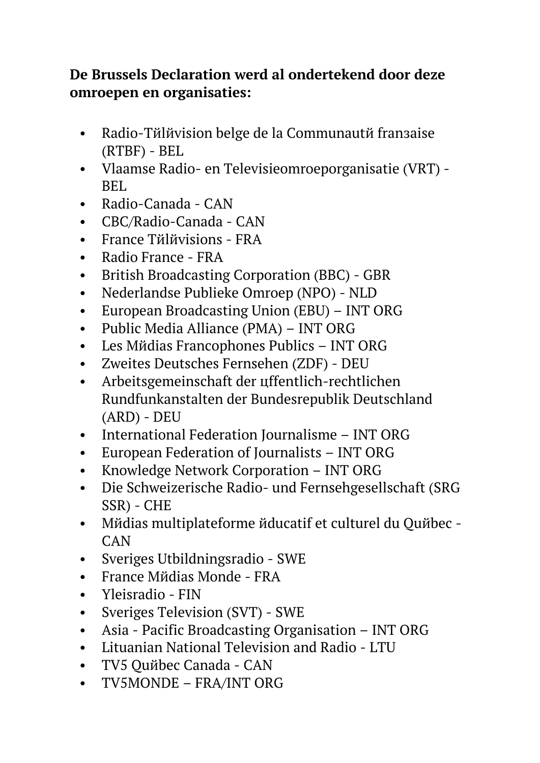**De Brussels Declaration werd al ondertekend door deze omroepen en organisaties:**

- Radio-Тйlйvision belge de la Communautй franзaise (RTBF) - BEL
- Vlaamse Radio- en Televisieomroeporganisatie (VRT) - BEL
- Radio-Canada - CAN
- CBC/Radio-Canada - CAN
- France Тйlйvisions - FRA
- Radio France - FRA
- British Broadcasting Corporation (BBC) - GBR
- Nederlandse Publieke Omroep (NPO) - NLD
- European Broadcasting Union (EBU) – INT ORG
- Public Media Alliance (PMA) – INT ORG
- Les Mйdias Francophones Publics – INT ORG
- Zweites Deutsches Fernsehen (ZDF) - DEU
- Arbeitsgemeinschaft der цffentlich-rechtlichen Rundfunkanstalten der Bundesrepublik Deutschland (ARD) - DEU
- International Federation Journalisme – INT ORG
- European Federation of Journalists – INT ORG
- Knowledge Network Corporation – INT ORG
- Die Schweizerische Radio- und Fernsehgesellschaft (SRG SSR) - CHE
- Mйdias multiplateforme йducatif et culturel du Quйbec - CAN
- Sveriges Utbildningsradio - SWE
- France Mйdias Monde - FRA
- Yleisradio - FIN
- Sveriges Television (SVT) - SWE
- Asia - Pacific Broadcasting Organisation – INT ORG
- Lituanian National Television and Radio - LTU
- TV5 Quйbec Canada - CAN
- TV5MONDE – FRA/INT ORG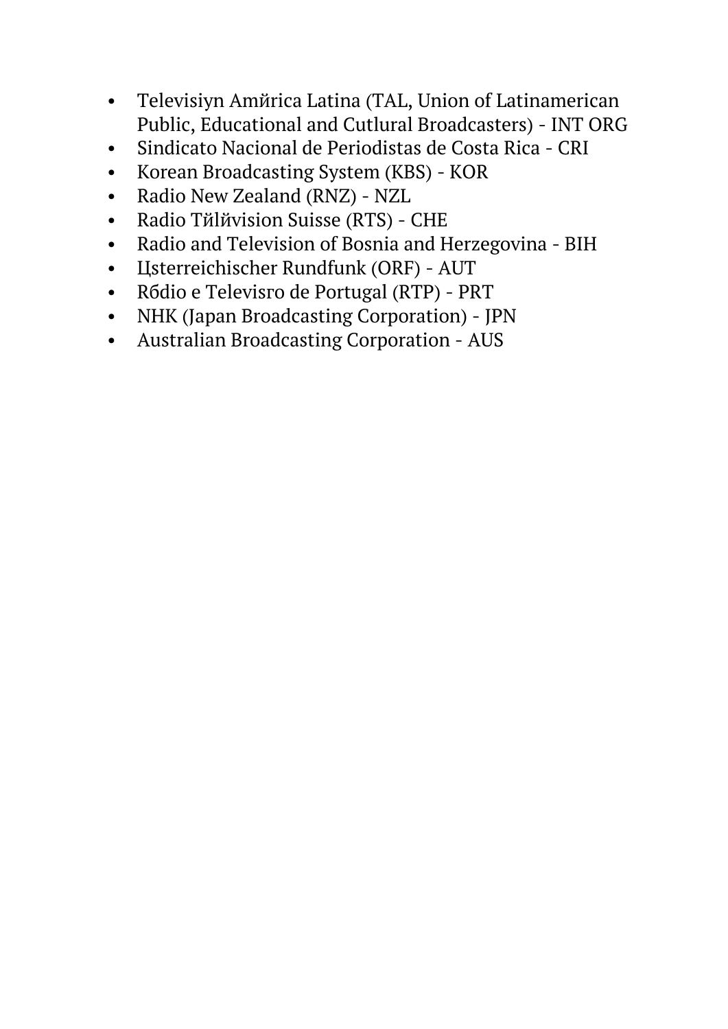- Televisiyn Amйrica Latina (TAL, Union of Latinamerican Public, Educational and Cutlural Broadcasters) - INT ORG
- Sindicato Nacional de Periodistas de Costa Rica - CRI
- Korean Broadcasting System (KBS) - KOR
- Radio New Zealand (RNZ) - NZL
- Radio Tйlйvision Suisse (RTS) - CHE
- Radio and Television of Bosnia and Herzegovina - BIH
- Цsterreichischer Rundfunk (ORF) - AUT
- Rбdio e Televisro de Portugal (RTP) - PRT
- NHK (Japan Broadcasting Corporation) - JPN
- Australian Broadcasting Corporation - AUS